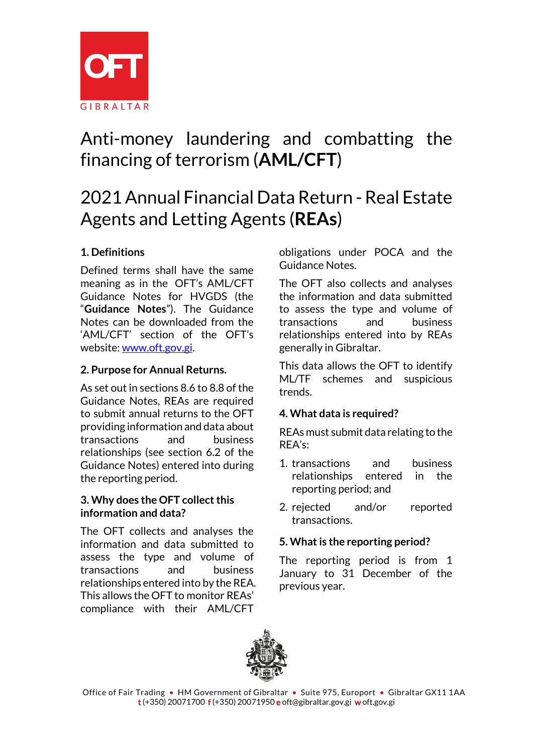OFT

GIBRALTAR

# Anti-money laundering and combatting the financing of terrorism (**AML/CFT**)

# 2021 Annual Financial Data Return - Real Estate Agents and Letting Agents (**REAs**)

## 1. Definitions

Defined terms shall have the same meaning as in the OFT's AML/CFT Guidance Notes for HVGDS (the "**Guidance Notes**"). The Guidance Notes can be downloaded from the 'AML/CFT' section of the OFT's website: [www.oft.gov.gi](http://www.oft.gov.gi).

## 2. Purpose for Annual Returns.

As set out in sections 8.6 to 8.8 of the Guidance Notes, REAs are required to submit annual returns to the OFT providing information and data about transactions and business relationships (see section 6.2 of the Guidance Notes) entered into during the reporting period.

## 3. Why does the OFT collect this information and data?

The OFT collects and analyses the information and data submitted to assess the type and volume of transactions and business relationships entered into by the REA. This allows the OFT to monitor REAs' compliance with their AML/CFT obligations under POCA and the Guidance Notes.

The OFT also collects and analyses the information and data submitted to assess the type and volume of transactions and business relationships entered into by REAs generally in Gibraltar.

This data allows the OFT to identify ML/TF schemes and suspicious trends.

## 4. What data is required?

REAs must submit data relating to the REA's:

1. transactions and business relationships entered in the reporting period; and
2. rejected and/or reported transactions.

## 5. What is the reporting period?

The reporting period is from 1 January to 31 December of the previous year.

Office of Fair Trading • HM Government of Gibraltar • Suite 975, Europort • Gibraltar GX11 1AA
**t** (+350) 20071700 **f** (+350) 20071950 **e** oft@gibraltar.gov.gi **w** oft.gov.gi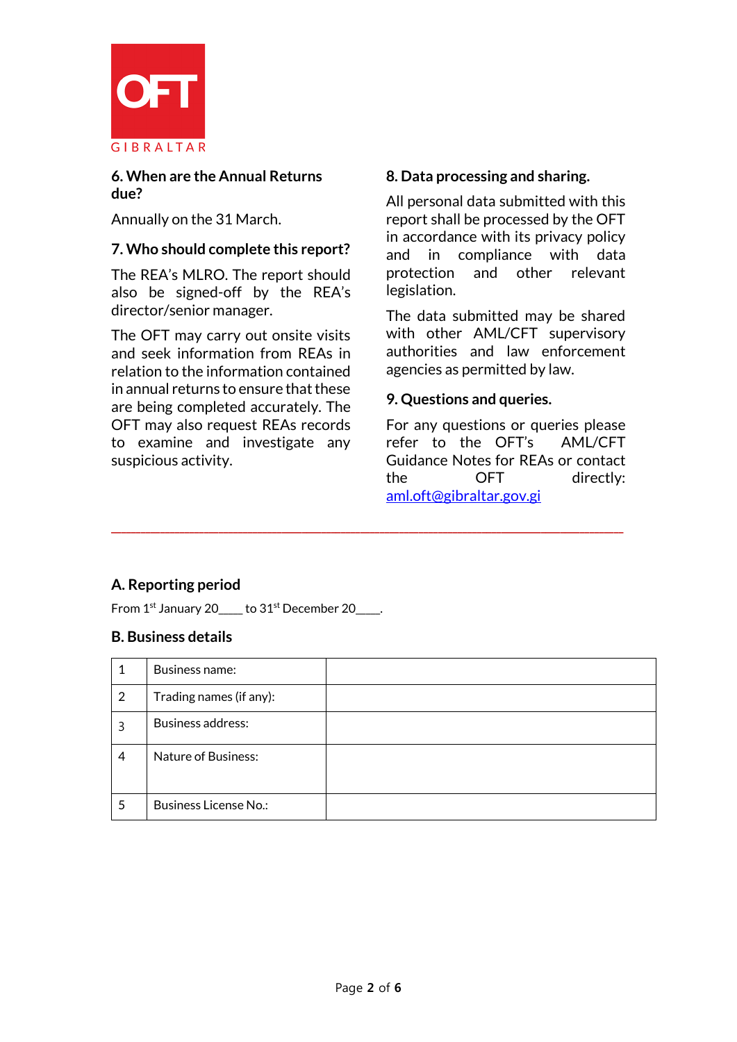## 6. When are the Annual Returns due?

Annually on the 31 March.

## 7. Who should complete this report?

The REA's MLRO. The report should also be signed-off by the REA's director/senior manager.

The OFT may carry out onsite visits and seek information from REAs in relation to the information contained in annual returns to ensure that these are being completed accurately. The OFT may also request REAs records to examine and investigate any suspicious activity.

## 8. Data processing and sharing.

All personal data submitted with this report shall be processed by the OFT in accordance with its privacy policy and in compliance with data protection and other relevant legislation.

The data submitted may be shared with other AML/CFT supervisory authorities and law enforcement agencies as permitted by law.

## 9. Questions and queries.

For any questions or queries please refer to the OFT's AML/CFT Guidance Notes for REAs or contact the OFT directly: aml.oft@gibraltar.gov.gi

---

## A. Reporting period

From 1st January 20____ to 31st December 20____.

## B. Business details

| | | |
|---|---|---|
| 1 | Business name: | |
| 2 | Trading names (if any): | |
| 3 | Business address: | |
| 4 | Nature of Business: | |
| 5 | Business License No.: | |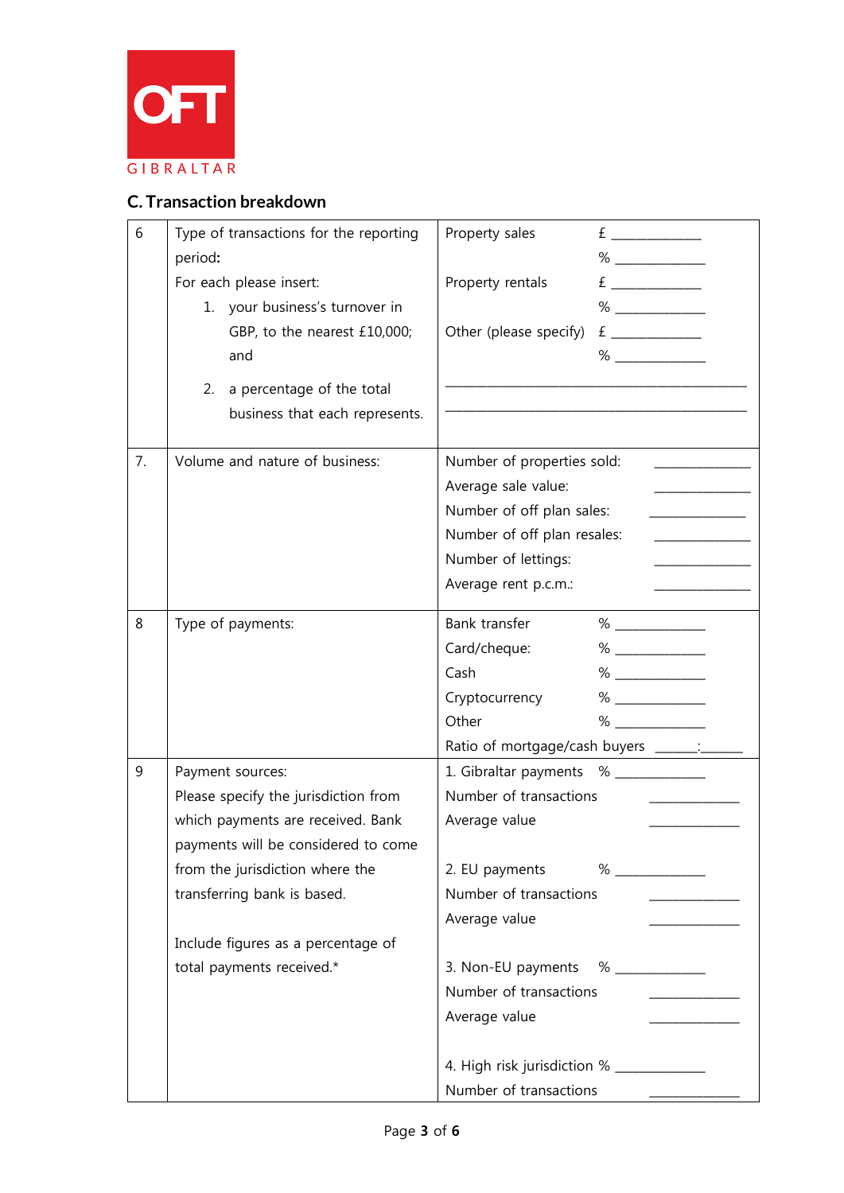OFT GIBRALTAR

## C. Transaction breakdown

| | | |
|---|---|---|
| 6 | Type of transactions for the reporting period:<br>For each please insert:<br>1. your business's turnover in GBP, to the nearest £10,000; and<br>2. a percentage of the total business that each represents. | Property sales £ ____________<br>% ____________<br>Property rentals £ ____________<br>% ____________<br>Other (please specify) £ ____________<br>% ____________<br>________________________________________<br>________________________________________ |
| 7. | Volume and nature of business: | Number of properties sold: ____________<br>Average sale value: ____________<br>Number of off plan sales: ____________<br>Number of off plan resales: ____________<br>Number of lettings: ____________<br>Average rent p.c.m.: ____________ |
| 8 | Type of payments: | Bank transfer % ____________<br>Card/cheque: % ____________<br>Cash % ____________<br>Cryptocurrency % ____________<br>Other % ____________<br>Ratio of mortgage/cash buyers ______:______ |
| 9 | Payment sources:<br>Please specify the jurisdiction from which payments are received. Bank payments will be considered to come from the jurisdiction where the transferring bank is based.<br><br>Include figures as a percentage of total payments received.* | 1. Gibraltar payments % ____________<br>Number of transactions ____________<br>Average value ____________<br><br>2. EU payments % ____________<br>Number of transactions ____________<br>Average value ____________<br><br>3. Non-EU payments % ____________<br>Number of transactions ____________<br>Average value ____________<br><br>4. High risk jurisdiction % ____________<br>Number of transactions ____________ |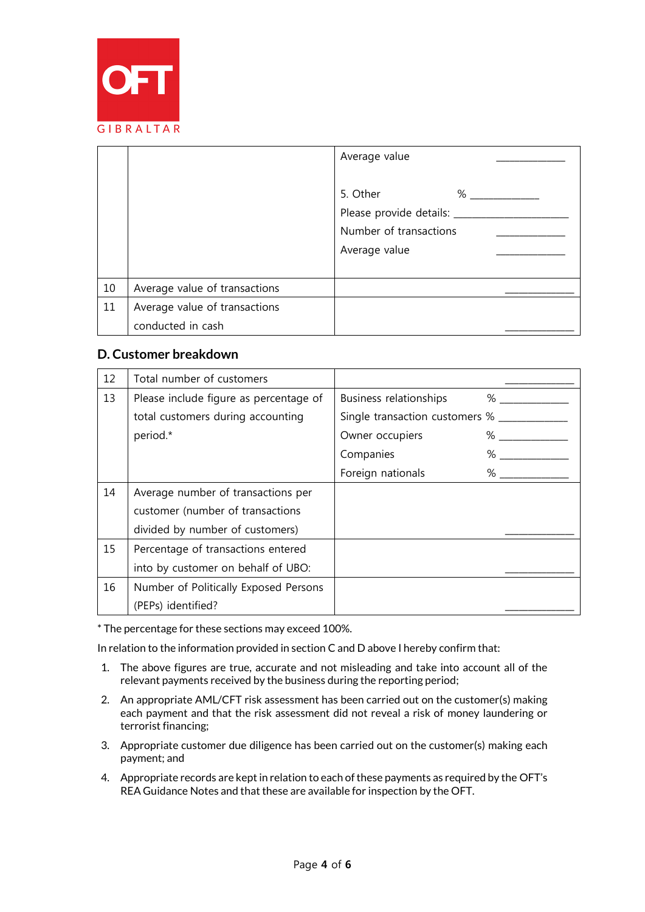OFT GIBRALTAR

| | | |
|---|---|---|
| | | Average value \_\_\_\_\_\_\_\_\_\_\_\_<br><br>5. Other % \_\_\_\_\_\_\_\_\_\_\_\_<br>Please provide details: \_\_\_\_\_\_\_\_\_\_\_\_\_\_\_\_\_\_\_\_<br>Number of transactions \_\_\_\_\_\_\_\_\_\_\_\_<br>Average value \_\_\_\_\_\_\_\_\_\_\_\_ |
| 10 | Average value of transactions | \_\_\_\_\_\_\_\_\_\_\_\_ |
| 11 | Average value of transactions conducted in cash | \_\_\_\_\_\_\_\_\_\_\_\_ |

## D. Customer breakdown

| | | |
|---|---|---|
| 12 | Total number of customers | \_\_\_\_\_\_\_\_\_\_\_\_ |
| 13 | Please include figure as percentage of total customers during accounting period.* | Business relationships % \_\_\_\_\_\_\_\_\_\_\_\_<br>Single transaction customers % \_\_\_\_\_\_\_\_\_\_\_\_<br>Owner occupiers % \_\_\_\_\_\_\_\_\_\_\_\_<br>Companies % \_\_\_\_\_\_\_\_\_\_\_\_<br>Foreign nationals % \_\_\_\_\_\_\_\_\_\_\_\_ |
| 14 | Average number of transactions per customer (number of transactions divided by number of customers) | \_\_\_\_\_\_\_\_\_\_\_\_ |
| 15 | Percentage of transactions entered into by customer on behalf of UBO: | \_\_\_\_\_\_\_\_\_\_\_\_ |
| 16 | Number of Politically Exposed Persons (PEPs) identified? | \_\_\_\_\_\_\_\_\_\_\_\_ |

\* The percentage for these sections may exceed 100%.

In relation to the information provided in section C and D above I hereby confirm that:

1. The above figures are true, accurate and not misleading and take into account all of the relevant payments received by the business during the reporting period;
2. An appropriate AML/CFT risk assessment has been carried out on the customer(s) making each payment and that the risk assessment did not reveal a risk of money laundering or terrorist financing;
3. Appropriate customer due diligence has been carried out on the customer(s) making each payment; and
4. Appropriate records are kept in relation to each of these payments as required by the OFT's REA Guidance Notes and that these are available for inspection by the OFT.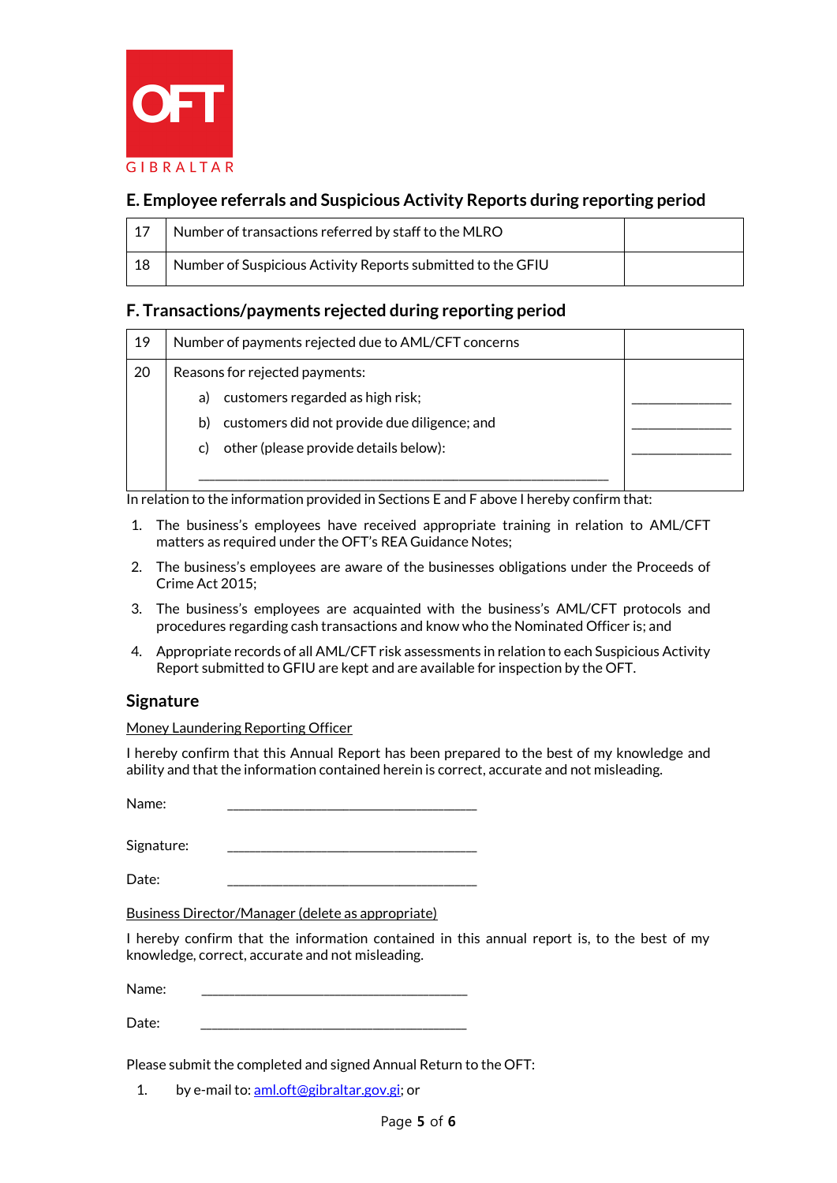OFT

GIBRALTAR

## E. Employee referrals and Suspicious Activity Reports during reporting period

| | | |
|---|---|---|
| 17 | Number of transactions referred by staff to the MLRO | |
| 18 | Number of Suspicious Activity Reports submitted to the GFIU | |

## F. Transactions/payments rejected during reporting period

| | | |
|---|---|---|
| 19 | Number of payments rejected due to AML/CFT concerns | |
| 20 | Reasons for rejected payments:<br>a) customers regarded as high risk;<br>b) customers did not provide due diligence; and<br>c) other (please provide details below):<br>\_\_\_\_\_\_\_\_\_\_\_\_\_\_\_\_\_\_\_\_\_\_\_\_\_\_\_\_\_\_\_\_\_\_\_\_\_\_\_\_\_\_ | <br>\_\_\_\_\_\_\_\_\_\_\_\_<br>\_\_\_\_\_\_\_\_\_\_\_\_<br>\_\_\_\_\_\_\_\_\_\_\_\_ |

In relation to the information provided in Sections E and F above I hereby confirm that:

1. The business's employees have received appropriate training in relation to AML/CFT matters as required under the OFT's REA Guidance Notes;
2. The business's employees are aware of the businesses obligations under the Proceeds of Crime Act 2015;
3. The business's employees are acquainted with the business's AML/CFT protocols and procedures regarding cash transactions and know who the Nominated Officer is; and
4. Appropriate records of all AML/CFT risk assessments in relation to each Suspicious Activity Report submitted to GFIU are kept and are available for inspection by the OFT.

## Signature

Money Laundering Reporting Officer

I hereby confirm that this Annual Report has been prepared to the best of my knowledge and ability and that the information contained herein is correct, accurate and not misleading.

Name: \_\_\_\_\_\_\_\_\_\_\_\_\_\_\_\_\_\_\_\_\_\_\_\_\_\_\_\_\_\_\_\_\_\_

Signature: \_\_\_\_\_\_\_\_\_\_\_\_\_\_\_\_\_\_\_\_\_\_\_\_\_\_\_\_\_\_\_\_\_\_

Date: \_\_\_\_\_\_\_\_\_\_\_\_\_\_\_\_\_\_\_\_\_\_\_\_\_\_\_\_\_\_\_\_\_\_

Business Director/Manager (delete as appropriate)

I hereby confirm that the information contained in this annual report is, to the best of my knowledge, correct, accurate and not misleading.

Name: \_\_\_\_\_\_\_\_\_\_\_\_\_\_\_\_\_\_\_\_\_\_\_\_\_\_\_\_\_\_\_\_\_\_

Date: \_\_\_\_\_\_\_\_\_\_\_\_\_\_\_\_\_\_\_\_\_\_\_\_\_\_\_\_\_\_\_\_\_\_

Please submit the completed and signed Annual Return to the OFT:

1. by e-mail to: aml.oft@gibraltar.gov.gi; or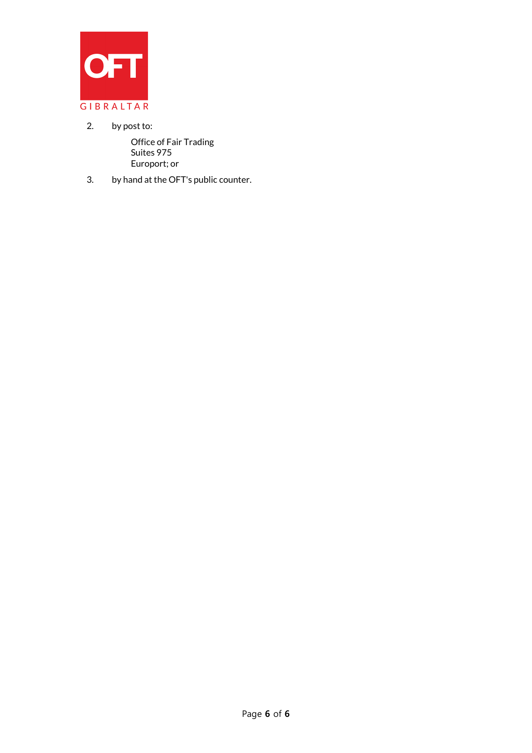2. by post to:

   Office of Fair Trading
   Suites 975
   Europort; or

3. by hand at the OFT's public counter.